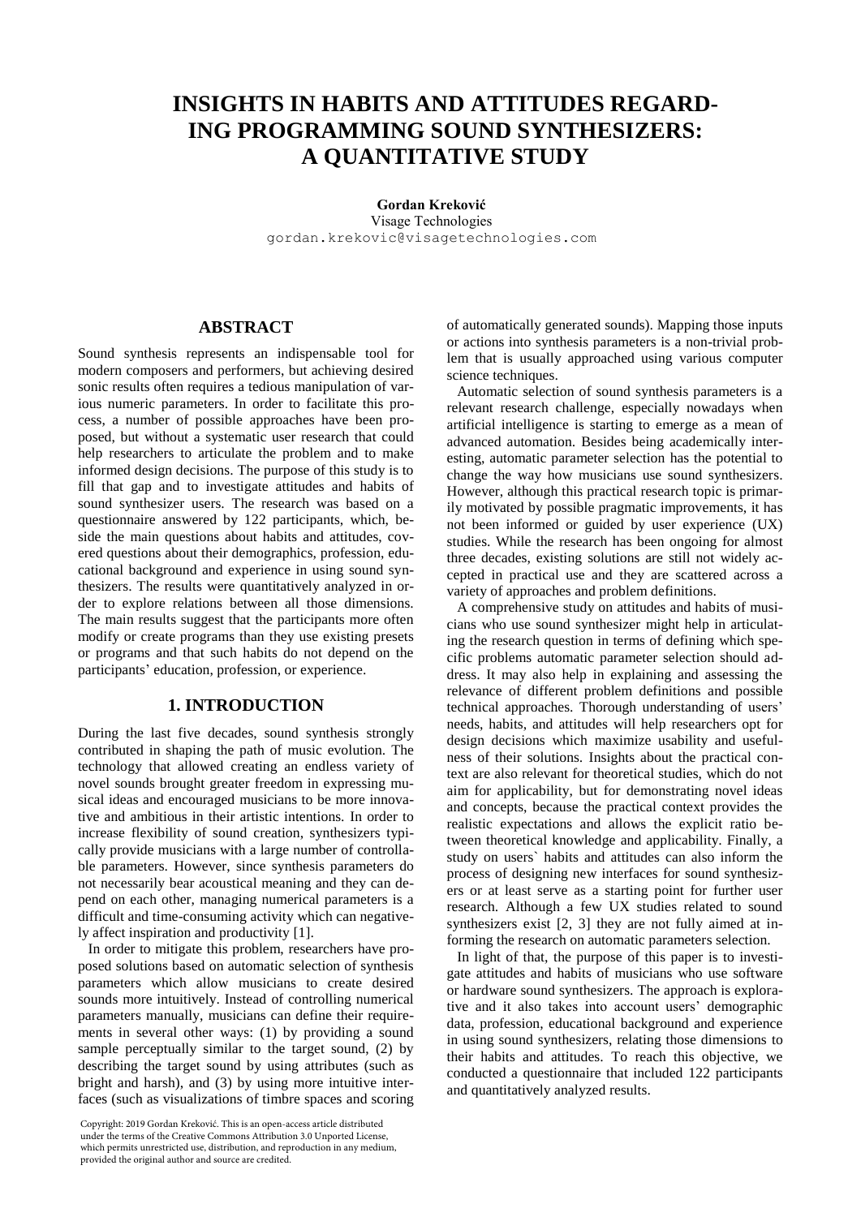# INSIGHTS IN HABITS AND ATTITUDES REGARDING PROGRAMMING SOUND SYNTHESIZERS: A QUANTITATIVE STUDY

**Gordan Kreković**
Visage Technologies
gordan.krekovic@visagetechnologies.com

## ABSTRACT

Sound synthesis represents an indispensable tool for modern composers and performers, but achieving desired sonic results often requires a tedious manipulation of various numeric parameters. In order to facilitate this process, a number of possible approaches have been proposed, but without a systematic user research that could help researchers to articulate the problem and to make informed design decisions. The purpose of this study is to fill that gap and to investigate attitudes and habits of sound synthesizer users. The research was based on a questionnaire answered by 122 participants, which, beside the main questions about habits and attitudes, covered questions about their demographics, profession, educational background and experience in using sound synthesizers. The results were quantitatively analyzed in order to explore relations between all those dimensions. The main results suggest that the participants more often modify or create programs than they use existing presets or programs and that such habits do not depend on the participants' education, profession, or experience.

## 1. INTRODUCTION

During the last five decades, sound synthesis strongly contributed in shaping the path of music evolution. The technology that allowed creating an endless variety of novel sounds brought greater freedom in expressing musical ideas and encouraged musicians to be more innovative and ambitious in their artistic intentions. In order to increase flexibility of sound creation, synthesizers typically provide musicians with a large number of controllable parameters. However, since synthesis parameters do not necessarily bear acoustical meaning and they can depend on each other, managing numerical parameters is a difficult and time-consuming activity which can negatively affect inspiration and productivity [1].

In order to mitigate this problem, researchers have proposed solutions based on automatic selection of synthesis parameters which allow musicians to create desired sounds more intuitively. Instead of controlling numerical parameters manually, musicians can define their requirements in several other ways: (1) by providing a sound sample perceptually similar to the target sound, (2) by describing the target sound by using attributes (such as bright and harsh), and (3) by using more intuitive interfaces (such as visualizations of timbre spaces and scoring of automatically generated sounds). Mapping those inputs or actions into synthesis parameters is a non-trivial problem that is usually approached using various computer science techniques.

Automatic selection of sound synthesis parameters is a relevant research challenge, especially nowadays when artificial intelligence is starting to emerge as a mean of advanced automation. Besides being academically interesting, automatic parameter selection has the potential to change the way how musicians use sound synthesizers. However, although this practical research topic is primarily motivated by possible pragmatic improvements, it has not been informed or guided by user experience (UX) studies. While the research has been ongoing for almost three decades, existing solutions are still not widely accepted in practical use and they are scattered across a variety of approaches and problem definitions.

A comprehensive study on attitudes and habits of musicians who use sound synthesizer might help in articulating the research question in terms of defining which specific problems automatic parameter selection should address. It may also help in explaining and assessing the relevance of different problem definitions and possible technical approaches. Thorough understanding of users' needs, habits, and attitudes will help researchers opt for design decisions which maximize usability and usefulness of their solutions. Insights about the practical context are also relevant for theoretical studies, which do not aim for applicability, but for demonstrating novel ideas and concepts, because the practical context provides the realistic expectations and allows the explicit ratio between theoretical knowledge and applicability. Finally, a study on users` habits and attitudes can also inform the process of designing new interfaces for sound synthesizers or at least serve as a starting point for further user research. Although a few UX studies related to sound synthesizers exist [2, 3] they are not fully aimed at informing the research on automatic parameters selection.

In light of that, the purpose of this paper is to investigate attitudes and habits of musicians who use software or hardware sound synthesizers. The approach is explorative and it also takes into account users' demographic data, profession, educational background and experience in using sound synthesizers, relating those dimensions to their habits and attitudes. To reach this objective, we conducted a questionnaire that included 122 participants and quantitatively analyzed results.

Copyright: 2019 Gordan Kreković. This is an open-access article distributed under the terms of the Creative Commons Attribution 3.0 Unported License, which permits unrestricted use, distribution, and reproduction in any medium, provided the original author and source are credited.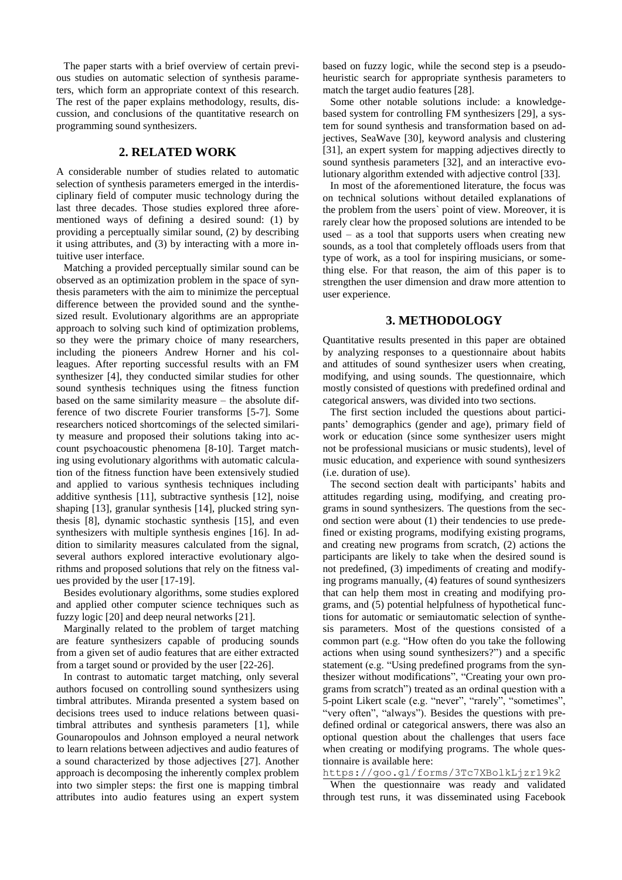The paper starts with a brief overview of certain previous studies on automatic selection of synthesis parameters, which form an appropriate context of this research. The rest of the paper explains methodology, results, discussion, and conclusions of the quantitative research on programming sound synthesizers.

## 2. RELATED WORK

A considerable number of studies related to automatic selection of synthesis parameters emerged in the interdisciplinary field of computer music technology during the last three decades. Those studies explored three aforementioned ways of defining a desired sound: (1) by providing a perceptually similar sound, (2) by describing it using attributes, and (3) by interacting with a more intuitive user interface.

Matching a provided perceptually similar sound can be observed as an optimization problem in the space of synthesis parameters with the aim to minimize the perceptual difference between the provided sound and the synthesized result. Evolutionary algorithms are an appropriate approach to solving such kind of optimization problems, so they were the primary choice of many researchers, including the pioneers Andrew Horner and his colleagues. After reporting successful results with an FM synthesizer [4], they conducted similar studies for other sound synthesis techniques using the fitness function based on the same similarity measure – the absolute difference of two discrete Fourier transforms [5-7]. Some researchers noticed shortcomings of the selected similarity measure and proposed their solutions taking into account psychoacoustic phenomena [8-10]. Target matching using evolutionary algorithms with automatic calculation of the fitness function have been extensively studied and applied to various synthesis techniques including additive synthesis [11], subtractive synthesis [12], noise shaping [13], granular synthesis [14], plucked string synthesis [8], dynamic stochastic synthesis [15], and even synthesizers with multiple synthesis engines [16]. In addition to similarity measures calculated from the signal, several authors explored interactive evolutionary algorithms and proposed solutions that rely on the fitness values provided by the user [17-19].

Besides evolutionary algorithms, some studies explored and applied other computer science techniques such as fuzzy logic [20] and deep neural networks [21].

Marginally related to the problem of target matching are feature synthesizers capable of producing sounds from a given set of audio features that are either extracted from a target sound or provided by the user [22-26].

In contrast to automatic target matching, only several authors focused on controlling sound synthesizers using timbral attributes. Miranda presented a system based on decisions trees used to induce relations between quasi-timbral attributes and synthesis parameters [1], while Gounaropoulos and Johnson employed a neural network to learn relations between adjectives and audio features of a sound characterized by those adjectives [27]. Another approach is decomposing the inherently complex problem into two simpler steps: the first one is mapping timbral attributes into audio features using an expert system based on fuzzy logic, while the second step is a pseudo-heuristic search for appropriate synthesis parameters to match the target audio features [28].

Some other notable solutions include: a knowledge-based system for controlling FM synthesizers [29], a system for sound synthesis and transformation based on adjectives, SeaWave [30], keyword analysis and clustering [31], an expert system for mapping adjectives directly to sound synthesis parameters [32], and an interactive evolutionary algorithm extended with adjective control [33].

In most of the aforementioned literature, the focus was on technical solutions without detailed explanations of the problem from the users` point of view. Moreover, it is rarely clear how the proposed solutions are intended to be used – as a tool that supports users when creating new sounds, as a tool that completely offloads users from that type of work, as a tool for inspiring musicians, or something else. For that reason, the aim of this paper is to strengthen the user dimension and draw more attention to user experience.

## 3. METHODOLOGY

Quantitative results presented in this paper are obtained by analyzing responses to a questionnaire about habits and attitudes of sound synthesizer users when creating, modifying, and using sounds. The questionnaire, which mostly consisted of questions with predefined ordinal and categorical answers, was divided into two sections.

The first section included the questions about participants' demographics (gender and age), primary field of work or education (since some synthesizer users might not be professional musicians or music students), level of music education, and experience with sound synthesizers (i.e. duration of use).

The second section dealt with participants' habits and attitudes regarding using, modifying, and creating programs in sound synthesizers. The questions from the second section were about (1) their tendencies to use predefined or existing programs, modifying existing programs, and creating new programs from scratch, (2) actions the participants are likely to take when the desired sound is not predefined, (3) impediments of creating and modifying programs manually, (4) features of sound synthesizers that can help them most in creating and modifying programs, and (5) potential helpfulness of hypothetical functions for automatic or semiautomatic selection of synthesis parameters. Most of the questions consisted of a common part (e.g. "How often do you take the following actions when using sound synthesizers?") and a specific statement (e.g. "Using predefined programs from the synthesizer without modifications", "Creating your own programs from scratch") treated as an ordinal question with a 5-point Likert scale (e.g. "never", "rarely", "sometimes", "very often", "always"). Besides the questions with predefined ordinal or categorical answers, there was also an optional question about the challenges that users face when creating or modifying programs. The whole questionnaire is available here:

https://goo.gl/forms/3Tc7XBolkLjzr19k2

When the questionnaire was ready and validated through test runs, it was disseminated using Facebook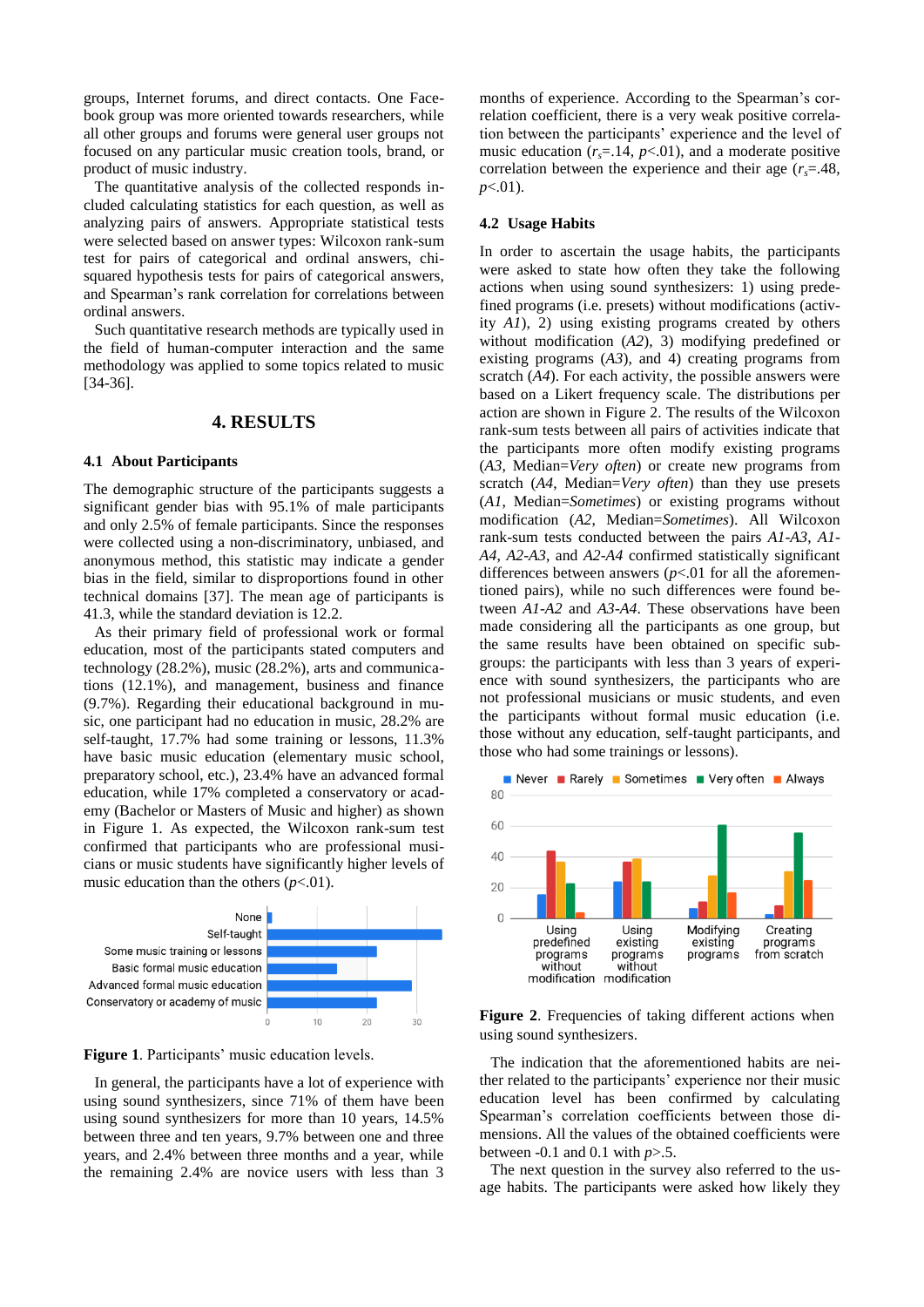groups, Internet forums, and direct contacts. One Facebook group was more oriented towards researchers, while all other groups and forums were general user groups not focused on any particular music creation tools, brand, or product of music industry.

The quantitative analysis of the collected responds included calculating statistics for each question, as well as analyzing pairs of answers. Appropriate statistical tests were selected based on answer types: Wilcoxon rank-sum test for pairs of categorical and ordinal answers, chi-squared hypothesis tests for pairs of categorical answers, and Spearman's rank correlation for correlations between ordinal answers.

Such quantitative research methods are typically used in the field of human-computer interaction and the same methodology was applied to some topics related to music [34-36].

# 4. RESULTS

## 4.1 About Participants

The demographic structure of the participants suggests a significant gender bias with 95.1% of male participants and only 2.5% of female participants. Since the responses were collected using a non-discriminatory, unbiased, and anonymous method, this statistic may indicate a gender bias in the field, similar to disproportions found in other technical domains [37]. The mean age of participants is 41.3, while the standard deviation is 12.2.

As their primary field of professional work or formal education, most of the participants stated computers and technology (28.2%), music (28.2%), arts and communications (12.1%), and management, business and finance (9.7%). Regarding their educational background in music, one participant had no education in music, 28.2% are self-taught, 17.7% had some training or lessons, 11.3% have basic music education (elementary music school, preparatory school, etc.), 23.4% have an advanced formal education, while 17% completed a conservatory or academy (Bachelor or Masters of Music and higher) as shown in Figure 1. As expected, the Wilcoxon rank-sum test confirmed that participants who are professional musicians or music students have significantly higher levels of music education than the others ($p$<.01).

**Figure 1**. Participants' music education levels.

In general, the participants have a lot of experience with using sound synthesizers, since 71% of them have been using sound synthesizers for more than 10 years, 14.5% between three and ten years, 9.7% between one and three years, and 2.4% between three months and a year, while the remaining 2.4% are novice users with less than 3 months of experience. According to the Spearman's correlation coefficient, there is a very weak positive correlation between the participants' experience and the level of music education ($r_s$=.14, $p$<.01), and a moderate positive correlation between the experience and their age ($r_s$=.48, $p$<.01).

## 4.2 Usage Habits

In order to ascertain the usage habits, the participants were asked to state how often they take the following actions when using sound synthesizers: 1) using predefined programs (i.e. presets) without modifications (activity *A1*), 2) using existing programs created by others without modification (*A2*), 3) modifying predefined or existing programs (*A3*), and 4) creating programs from scratch (*A4*). For each activity, the possible answers were based on a Likert frequency scale. The distributions per action are shown in Figure 2. The results of the Wilcoxon rank-sum tests between all pairs of activities indicate that the participants more often modify existing programs (*A3*, Median=*Very often*) or create new programs from scratch (*A4*, Median=*Very often*) than they use presets (*A1*, Median=*Sometimes*) or existing programs without modification (*A2*, Median=*Sometimes*). All Wilcoxon rank-sum tests conducted between the pairs *A1-A3*, *A1-A4*, *A2-A3*, and *A2-A4* confirmed statistically significant differences between answers ($p$<.01 for all the aforementioned pairs), while no such differences were found between *A1-A2* and *A3-A4*. These observations have been made considering all the participants as one group, but the same results have been obtained on specific subgroups: the participants with less than 3 years of experience with sound synthesizers, the participants who are not professional musicians or music students, and even the participants without formal music education (i.e. those without any education, self-taught participants, and those who had some trainings or lessons).

**Figure 2**. Frequencies of taking different actions when using sound synthesizers.

The indication that the aforementioned habits are neither related to the participants' experience nor their music education level has been confirmed by calculating Spearman's correlation coefficients between those dimensions. All the values of the obtained coefficients were between -0.1 and 0.1 with $p$>.5.

The next question in the survey also referred to the usage habits. The participants were asked how likely they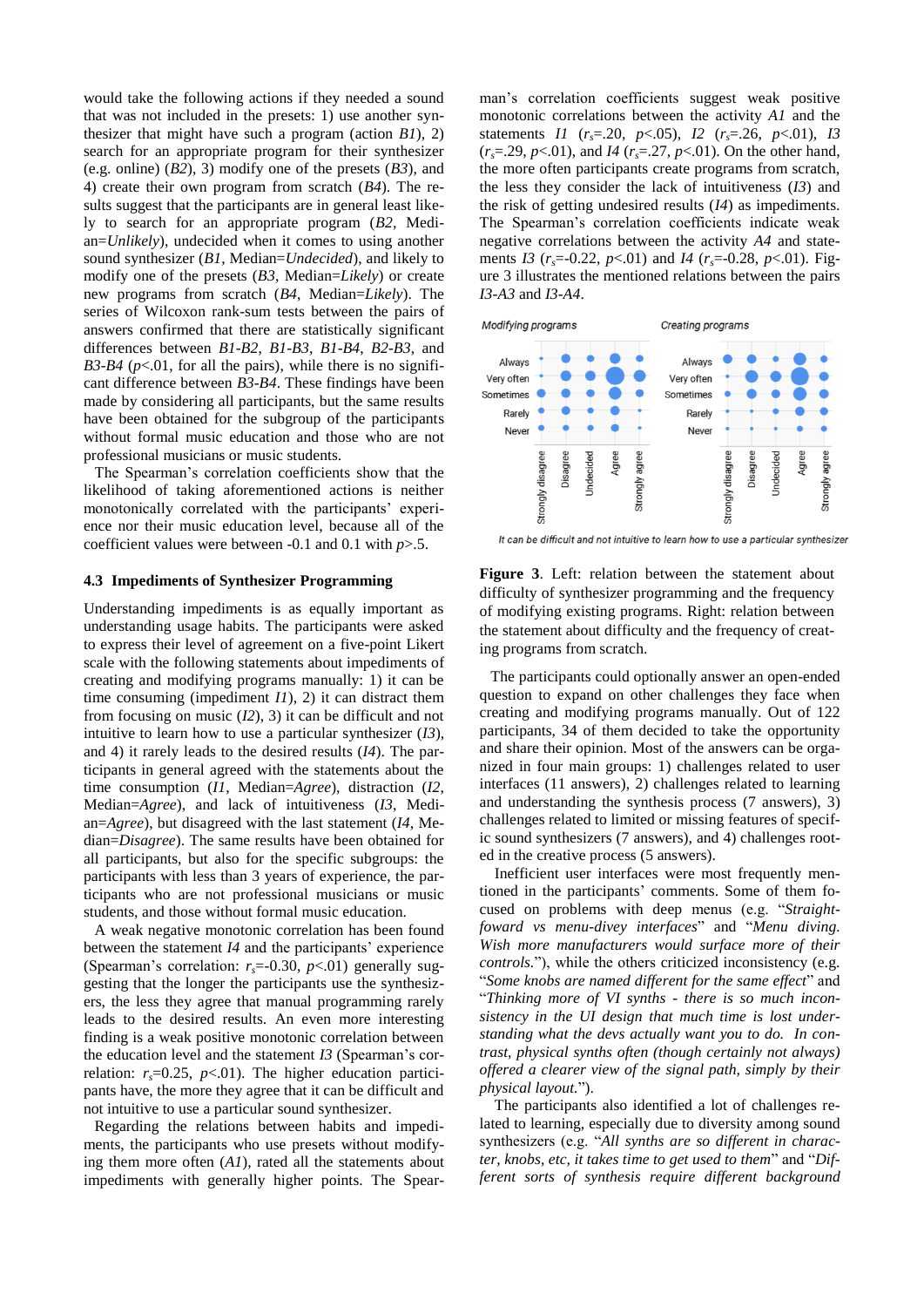would take the following actions if they needed a sound that was not included in the presets: 1) use another synthesizer that might have such a program (action *B1*), 2) search for an appropriate program for their synthesizer (e.g. online) (*B2*), 3) modify one of the presets (*B3*), and 4) create their own program from scratch (*B4*). The results suggest that the participants are in general least likely to search for an appropriate program (*B2*, Median=*Unlikely*), undecided when it comes to using another sound synthesizer (*B1*, Median=*Undecided*), and likely to modify one of the presets (*B3*, Median=*Likely*) or create new programs from scratch (*B4*, Median=*Likely*). The series of Wilcoxon rank-sum tests between the pairs of answers confirmed that there are statistically significant differences between *B1-B2*, *B1-B3*, *B1-B4*, *B2-B3*, and *B3-B4* ($p$<.01, for all the pairs), while there is no significant difference between *B3-B4*. These findings have been made by considering all participants, but the same results have been obtained for the subgroup of the participants without formal music education and those who are not professional musicians or music students.

The Spearman's correlation coefficients show that the likelihood of taking aforementioned actions is neither monotonically correlated with the participants' experience nor their music education level, because all of the coefficient values were between -0.1 and 0.1 with $p$>.5.

### 4.3 Impediments of Synthesizer Programming

Understanding impediments is as equally important as understanding usage habits. The participants were asked to express their level of agreement on a five-point Likert scale with the following statements about impediments of creating and modifying programs manually: 1) it can be time consuming (impediment *I1*), 2) it can distract them from focusing on music (*I2*), 3) it can be difficult and not intuitive to learn how to use a particular synthesizer (*I3*), and 4) it rarely leads to the desired results (*I4*). The participants in general agreed with the statements about the time consumption (*I1*, Median=*Agree*), distraction (*I2*, Median=*Agree*), and lack of intuitiveness (*I3*, Median=*Agree*), but disagreed with the last statement (*I4*, Median=*Disagree*). The same results have been obtained for all participants, but also for the specific subgroups: the participants with less than 3 years of experience, the participants who are not professional musicians or music students, and those without formal music education.

A weak negative monotonic correlation has been found between the statement *I4* and the participants' experience (Spearman's correlation: $r_s$=-0.30, $p$<.01) generally suggesting that the longer the participants use the synthesizers, the less they agree that manual programming rarely leads to the desired results. An even more interesting finding is a weak positive monotonic correlation between the education level and the statement *I3* (Spearman's correlation: $r_s$=0.25, $p$<.01). The higher education participants have, the more they agree that it can be difficult and not intuitive to use a particular sound synthesizer.

Regarding the relations between habits and impediments, the participants who use presets without modifying them more often (*A1*), rated all the statements about impediments with generally higher points. The Spearman's correlation coefficients suggest weak positive monotonic correlations between the activity *A1* and the statements *I1* ($r_s$=.20, $p$<.05), *I2* ($r_s$=.26, $p$<.01), *I3* ($r_s$=.29, $p$<.01), and *I4* ($r_s$=.27, $p$<.01). On the other hand, the more often participants create programs from scratch, the less they consider the lack of intuitiveness (*I3*) and the risk of getting undesired results (*I4*) as impediments. The Spearman's correlation coefficients indicate weak negative correlations between the activity *A4* and statements *I3* ($r_s$=-0.22, $p$<.01) and *I4* ($r_s$=-0.28, $p$<.01). Figure 3 illustrates the mentioned relations between the pairs *I3-A3* and *I3-A4*.

**Figure 3**. Left: relation between the statement about difficulty of synthesizer programming and the frequency of modifying existing programs. Right: relation between the statement about difficulty and the frequency of creating programs from scratch.

The participants could optionally answer an open-ended question to expand on other challenges they face when creating and modifying programs manually. Out of 122 participants, 34 of them decided to take the opportunity and share their opinion. Most of the answers can be organized in four main groups: 1) challenges related to user interfaces (11 answers), 2) challenges related to learning and understanding the synthesis process (7 answers), 3) challenges related to limited or missing features of specific sound synthesizers (7 answers), and 4) challenges rooted in the creative process (5 answers).

Inefficient user interfaces were most frequently mentioned in the participants' comments. Some of them focused on problems with deep menus (e.g. "*Straightfoward vs menu-divey interfaces*" and "*Menu diving. Wish more manufacturers would surface more of their controls.*"), while the others criticized inconsistency (e.g. "*Some knobs are named different for the same effect*" and "*Thinking more of VI synths - there is so much inconsistency in the UI design that much time is lost understanding what the devs actually want you to do. In contrast, physical synths often (though certainly not always) offered a clearer view of the signal path, simply by their physical layout.*").

The participants also identified a lot of challenges related to learning, especially due to diversity among sound synthesizers (e.g. "*All synths are so different in character, knobs, etc, it takes time to get used to them*" and "*Different sorts of synthesis require different background*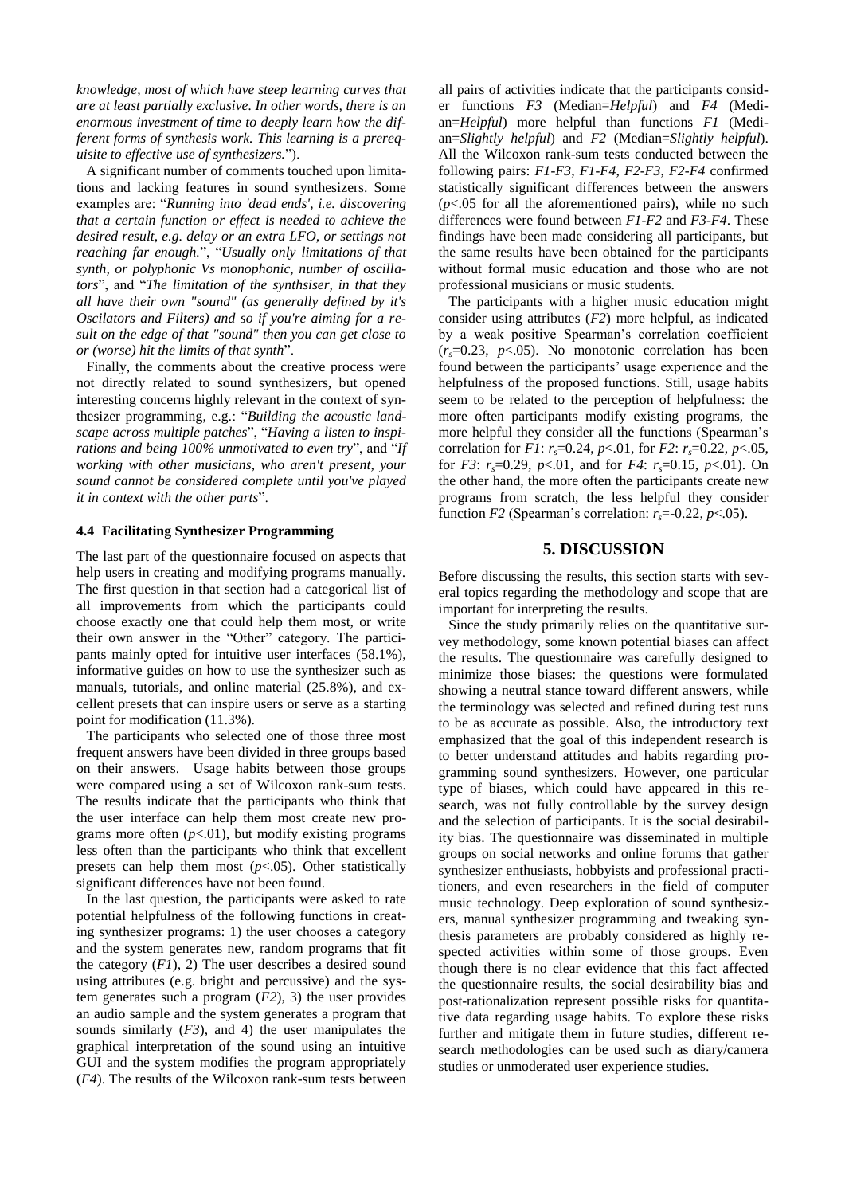*knowledge, most of which have steep learning curves that are at least partially exclusive. In other words, there is an enormous investment of time to deeply learn how the different forms of synthesis work. This learning is a prerequisite to effective use of synthesizers.*").

A significant number of comments touched upon limitations and lacking features in sound synthesizers. Some examples are: "*Running into 'dead ends', i.e. discovering that a certain function or effect is needed to achieve the desired result, e.g. delay or an extra LFO, or settings not reaching far enough.*", "*Usually only limitations of that synth, or polyphonic Vs monophonic, number of oscillators*", and "*The limitation of the synthsiser, in that they all have their own "sound" (as generally defined by it's Oscilators and Filters) and so if you're aiming for a result on the edge of that "sound" then you can get close to or (worse) hit the limits of that synth*".

Finally, the comments about the creative process were not directly related to sound synthesizers, but opened interesting concerns highly relevant in the context of synthesizer programming, e.g.: "*Building the acoustic landscape across multiple patches*", "*Having a listen to inspirations and being 100% unmotivated to even try*", and "*If working with other musicians, who aren't present, your sound cannot be considered complete until you've played it in context with the other parts*".

### 4.4 Facilitating Synthesizer Programming

The last part of the questionnaire focused on aspects that help users in creating and modifying programs manually. The first question in that section had a categorical list of all improvements from which the participants could choose exactly one that could help them most, or write their own answer in the "Other" category. The participants mainly opted for intuitive user interfaces (58.1%), informative guides on how to use the synthesizer such as manuals, tutorials, and online material (25.8%), and excellent presets that can inspire users or serve as a starting point for modification (11.3%).

The participants who selected one of those three most frequent answers have been divided in three groups based on their answers. Usage habits between those groups were compared using a set of Wilcoxon rank-sum tests. The results indicate that the participants who think that the user interface can help them most create new programs more often ($p<.01$), but modify existing programs less often than the participants who think that excellent presets can help them most ($p<.05$). Other statistically significant differences have not been found.

In the last question, the participants were asked to rate potential helpfulness of the following functions in creating synthesizer programs: 1) the user chooses a category and the system generates new, random programs that fit the category (*F1*), 2) The user describes a desired sound using attributes (e.g. bright and percussive) and the system generates such a program (*F2*), 3) the user provides an audio sample and the system generates a program that sounds similarly (*F3*), and 4) the user manipulates the graphical interpretation of the sound using an intuitive GUI and the system modifies the program appropriately (*F4*). The results of the Wilcoxon rank-sum tests between all pairs of activities indicate that the participants consider functions *F3* (Median=*Helpful*) and *F4* (Median=*Helpful*) more helpful than functions *F1* (Median=*Slightly helpful*) and *F2* (Median=*Slightly helpful*). All the Wilcoxon rank-sum tests conducted between the following pairs: *F1*-*F3*, *F1*-*F4*, *F2*-*F3*, *F2*-*F4* confirmed statistically significant differences between the answers ($p<.05$ for all the aforementioned pairs), while no such differences were found between *F1*-*F2* and *F3*-*F4*. These findings have been made considering all participants, but the same results have been obtained for the participants without formal music education and those who are not professional musicians or music students.

The participants with a higher music education might consider using attributes (*F2*) more helpful, as indicated by a weak positive Spearman's correlation coefficient ($r_s=0.23$, $p<.05$). No monotonic correlation has been found between the participants' usage experience and the helpfulness of the proposed functions. Still, usage habits seem to be related to the perception of helpfulness: the more often participants modify existing programs, the more helpful they consider all the functions (Spearman's correlation for *F1*: $r_s=0.24$, $p<.01$, for *F2*: $r_s=0.22$, $p<.05$, for *F3*: $r_s=0.29$, $p<.01$, and for *F4*: $r_s=0.15$, $p<.01$). On the other hand, the more often the participants create new programs from scratch, the less helpful they consider function *F2* (Spearman's correlation: $r_s=-0.22$, $p<.05$).

## 5. DISCUSSION

Before discussing the results, this section starts with several topics regarding the methodology and scope that are important for interpreting the results.

Since the study primarily relies on the quantitative survey methodology, some known potential biases can affect the results. The questionnaire was carefully designed to minimize those biases: the questions were formulated showing a neutral stance toward different answers, while the terminology was selected and refined during test runs to be as accurate as possible. Also, the introductory text emphasized that the goal of this independent research is to better understand attitudes and habits regarding programming sound synthesizers. However, one particular type of biases, which could have appeared in this research, was not fully controllable by the survey design and the selection of participants. It is the social desirability bias. The questionnaire was disseminated in multiple groups on social networks and online forums that gather synthesizer enthusiasts, hobbyists and professional practitioners, and even researchers in the field of computer music technology. Deep exploration of sound synthesizers, manual synthesizer programming and tweaking synthesis parameters are probably considered as highly respected activities within some of those groups. Even though there is no clear evidence that this fact affected the questionnaire results, the social desirability bias and post-rationalization represent possible risks for quantitative data regarding usage habits. To explore these risks further and mitigate them in future studies, different research methodologies can be used such as diary/camera studies or unmoderated user experience studies.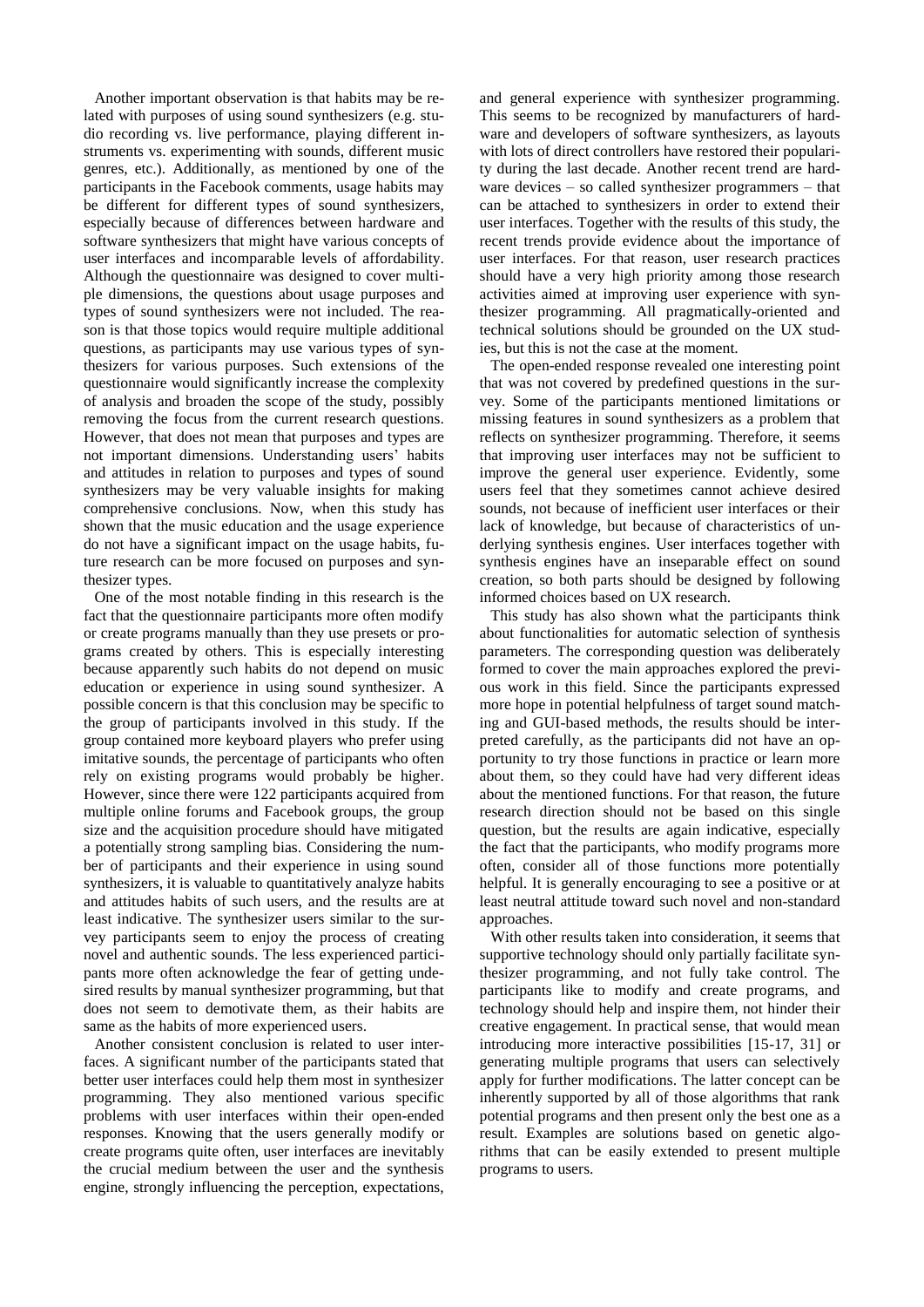Another important observation is that habits may be related with purposes of using sound synthesizers (e.g. studio recording vs. live performance, playing different instruments vs. experimenting with sounds, different music genres, etc.). Additionally, as mentioned by one of the participants in the Facebook comments, usage habits may be different for different types of sound synthesizers, especially because of differences between hardware and software synthesizers that might have various concepts of user interfaces and incomparable levels of affordability. Although the questionnaire was designed to cover multiple dimensions, the questions about usage purposes and types of sound synthesizers were not included. The reason is that those topics would require multiple additional questions, as participants may use various types of synthesizers for various purposes. Such extensions of the questionnaire would significantly increase the complexity of analysis and broaden the scope of the study, possibly removing the focus from the current research questions. However, that does not mean that purposes and types are not important dimensions. Understanding users' habits and attitudes in relation to purposes and types of sound synthesizers may be very valuable insights for making comprehensive conclusions. Now, when this study has shown that the music education and the usage experience do not have a significant impact on the usage habits, future research can be more focused on purposes and synthesizer types.

One of the most notable finding in this research is the fact that the questionnaire participants more often modify or create programs manually than they use presets or programs created by others. This is especially interesting because apparently such habits do not depend on music education or experience in using sound synthesizer. A possible concern is that this conclusion may be specific to the group of participants involved in this study. If the group contained more keyboard players who prefer using imitative sounds, the percentage of participants who often rely on existing programs would probably be higher. However, since there were 122 participants acquired from multiple online forums and Facebook groups, the group size and the acquisition procedure should have mitigated a potentially strong sampling bias. Considering the number of participants and their experience in using sound synthesizers, it is valuable to quantitatively analyze habits and attitudes habits of such users, and the results are at least indicative. The synthesizer users similar to the survey participants seem to enjoy the process of creating novel and authentic sounds. The less experienced participants more often acknowledge the fear of getting undesired results by manual synthesizer programming, but that does not seem to demotivate them, as their habits are same as the habits of more experienced users.

Another consistent conclusion is related to user interfaces. A significant number of the participants stated that better user interfaces could help them most in synthesizer programming. They also mentioned various specific problems with user interfaces within their open-ended responses. Knowing that the users generally modify or create programs quite often, user interfaces are inevitably the crucial medium between the user and the synthesis engine, strongly influencing the perception, expectations, and general experience with synthesizer programming. This seems to be recognized by manufacturers of hardware and developers of software synthesizers, as layouts with lots of direct controllers have restored their popularity during the last decade. Another recent trend are hardware devices – so called synthesizer programmers – that can be attached to synthesizers in order to extend their user interfaces. Together with the results of this study, the recent trends provide evidence about the importance of user interfaces. For that reason, user research practices should have a very high priority among those research activities aimed at improving user experience with synthesizer programming. All pragmatically-oriented and technical solutions should be grounded on the UX studies, but this is not the case at the moment.

The open-ended response revealed one interesting point that was not covered by predefined questions in the survey. Some of the participants mentioned limitations or missing features in sound synthesizers as a problem that reflects on synthesizer programming. Therefore, it seems that improving user interfaces may not be sufficient to improve the general user experience. Evidently, some users feel that they sometimes cannot achieve desired sounds, not because of inefficient user interfaces or their lack of knowledge, but because of characteristics of underlying synthesis engines. User interfaces together with synthesis engines have an inseparable effect on sound creation, so both parts should be designed by following informed choices based on UX research.

This study has also shown what the participants think about functionalities for automatic selection of synthesis parameters. The corresponding question was deliberately formed to cover the main approaches explored the previous work in this field. Since the participants expressed more hope in potential helpfulness of target sound matching and GUI-based methods, the results should be interpreted carefully, as the participants did not have an opportunity to try those functions in practice or learn more about them, so they could have had very different ideas about the mentioned functions. For that reason, the future research direction should not be based on this single question, but the results are again indicative, especially the fact that the participants, who modify programs more often, consider all of those functions more potentially helpful. It is generally encouraging to see a positive or at least neutral attitude toward such novel and non-standard approaches.

With other results taken into consideration, it seems that supportive technology should only partially facilitate synthesizer programming, and not fully take control. The participants like to modify and create programs, and technology should help and inspire them, not hinder their creative engagement. In practical sense, that would mean introducing more interactive possibilities [15-17, 31] or generating multiple programs that users can selectively apply for further modifications. The latter concept can be inherently supported by all of those algorithms that rank potential programs and then present only the best one as a result. Examples are solutions based on genetic algorithms that can be easily extended to present multiple programs to users.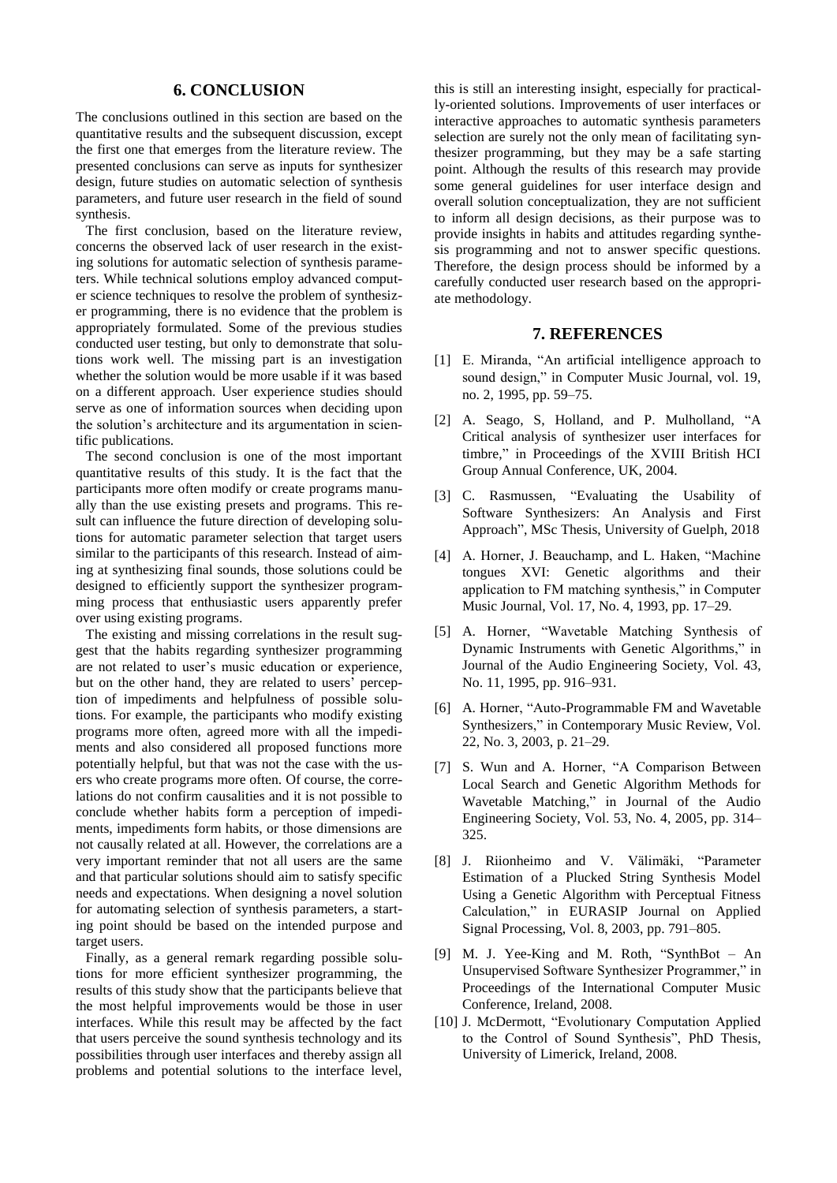## 6. CONCLUSION

The conclusions outlined in this section are based on the quantitative results and the subsequent discussion, except the first one that emerges from the literature review. The presented conclusions can serve as inputs for synthesizer design, future studies on automatic selection of synthesis parameters, and future user research in the field of sound synthesis.

The first conclusion, based on the literature review, concerns the observed lack of user research in the existing solutions for automatic selection of synthesis parameters. While technical solutions employ advanced computer science techniques to resolve the problem of synthesizer programming, there is no evidence that the problem is appropriately formulated. Some of the previous studies conducted user testing, but only to demonstrate that solutions work well. The missing part is an investigation whether the solution would be more usable if it was based on a different approach. User experience studies should serve as one of information sources when deciding upon the solution's architecture and its argumentation in scientific publications.

The second conclusion is one of the most important quantitative results of this study. It is the fact that the participants more often modify or create programs manually than the use existing presets and programs. This result can influence the future direction of developing solutions for automatic parameter selection that target users similar to the participants of this research. Instead of aiming at synthesizing final sounds, those solutions could be designed to efficiently support the synthesizer programming process that enthusiastic users apparently prefer over using existing programs.

The existing and missing correlations in the result suggest that the habits regarding synthesizer programming are not related to user's music education or experience, but on the other hand, they are related to users' perception of impediments and helpfulness of possible solutions. For example, the participants who modify existing programs more often, agreed more with all the impediments and also considered all proposed functions more potentially helpful, but that was not the case with the users who create programs more often. Of course, the correlations do not confirm causalities and it is not possible to conclude whether habits form a perception of impediments, impediments form habits, or those dimensions are not causally related at all. However, the correlations are a very important reminder that not all users are the same and that particular solutions should aim to satisfy specific needs and expectations. When designing a novel solution for automating selection of synthesis parameters, a starting point should be based on the intended purpose and target users.

Finally, as a general remark regarding possible solutions for more efficient synthesizer programming, the results of this study show that the participants believe that the most helpful improvements would be those in user interfaces. While this result may be affected by the fact that users perceive the sound synthesis technology and its possibilities through user interfaces and thereby assign all problems and potential solutions to the interface level, this is still an interesting insight, especially for practically-oriented solutions. Improvements of user interfaces or interactive approaches to automatic synthesis parameters selection are surely not the only mean of facilitating synthesizer programming, but they may be a safe starting point. Although the results of this research may provide some general guidelines for user interface design and overall solution conceptualization, they are not sufficient to inform all design decisions, as their purpose was to provide insights in habits and attitudes regarding synthesis programming and not to answer specific questions. Therefore, the design process should be informed by a carefully conducted user research based on the appropriate methodology.

## 7. REFERENCES

[1] E. Miranda, "An artificial intelligence approach to sound design," in Computer Music Journal, vol. 19, no. 2, 1995, pp. 59–75.

[2] A. Seago, S, Holland, and P. Mulholland, "A Critical analysis of synthesizer user interfaces for timbre," in Proceedings of the XVIII British HCI Group Annual Conference, UK, 2004.

[3] C. Rasmussen, "Evaluating the Usability of Software Synthesizers: An Analysis and First Approach", MSc Thesis, University of Guelph, 2018

[4] A. Horner, J. Beauchamp, and L. Haken, "Machine tongues XVI: Genetic algorithms and their application to FM matching synthesis," in Computer Music Journal, Vol. 17, No. 4, 1993, pp. 17–29.

[5] A. Horner, "Wavetable Matching Synthesis of Dynamic Instruments with Genetic Algorithms," in Journal of the Audio Engineering Society, Vol. 43, No. 11, 1995, pp. 916–931.

[6] A. Horner, "Auto-Programmable FM and Wavetable Synthesizers," in Contemporary Music Review, Vol. 22, No. 3, 2003, p. 21–29.

[7] S. Wun and A. Horner, "A Comparison Between Local Search and Genetic Algorithm Methods for Wavetable Matching," in Journal of the Audio Engineering Society, Vol. 53, No. 4, 2005, pp. 314–325.

[8] J. Riionheimo and V. Välimäki, "Parameter Estimation of a Plucked String Synthesis Model Using a Genetic Algorithm with Perceptual Fitness Calculation," in EURASIP Journal on Applied Signal Processing, Vol. 8, 2003, pp. 791–805.

[9] M. J. Yee-King and M. Roth, "SynthBot – An Unsupervised Software Synthesizer Programmer," in Proceedings of the International Computer Music Conference, Ireland, 2008.

[10] J. McDermott, "Evolutionary Computation Applied to the Control of Sound Synthesis", PhD Thesis, University of Limerick, Ireland, 2008.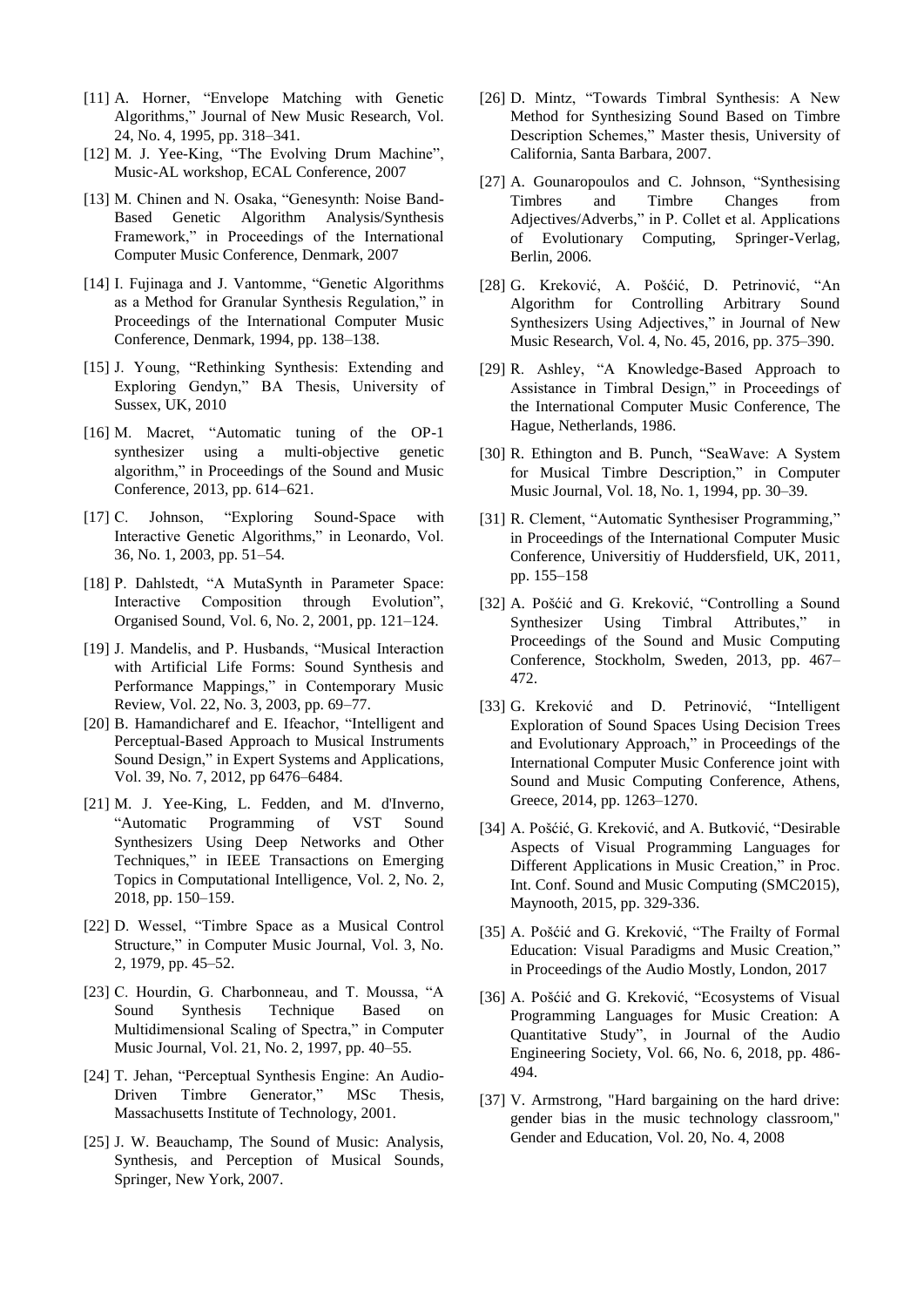[11] A. Horner, "Envelope Matching with Genetic Algorithms," Journal of New Music Research, Vol. 24, No. 4, 1995, pp. 318–341.

[12] M. J. Yee-King, "The Evolving Drum Machine", Music-AL workshop, ECAL Conference, 2007

[13] M. Chinen and N. Osaka, "Genesynth: Noise Band-Based Genetic Algorithm Analysis/Synthesis Framework," in Proceedings of the International Computer Music Conference, Denmark, 2007

[14] I. Fujinaga and J. Vantomme, "Genetic Algorithms as a Method for Granular Synthesis Regulation," in Proceedings of the International Computer Music Conference, Denmark, 1994, pp. 138–138.

[15] J. Young, "Rethinking Synthesis: Extending and Exploring Gendyn," BA Thesis, University of Sussex, UK, 2010

[16] M. Macret, "Automatic tuning of the OP-1 synthesizer using a multi-objective genetic algorithm," in Proceedings of the Sound and Music Conference, 2013, pp. 614–621.

[17] C. Johnson, "Exploring Sound-Space with Interactive Genetic Algorithms," in Leonardo, Vol. 36, No. 1, 2003, pp. 51–54.

[18] P. Dahlstedt, "A MutaSynth in Parameter Space: Interactive Composition through Evolution", Organised Sound, Vol. 6, No. 2, 2001, pp. 121–124.

[19] J. Mandelis, and P. Husbands, "Musical Interaction with Artificial Life Forms: Sound Synthesis and Performance Mappings," in Contemporary Music Review, Vol. 22, No. 3, 2003, pp. 69–77.

[20] B. Hamandicharef and E. Ifeachor, "Intelligent and Perceptual-Based Approach to Musical Instruments Sound Design," in Expert Systems and Applications, Vol. 39, No. 7, 2012, pp 6476–6484.

[21] M. J. Yee-King, L. Fedden, and M. d'Inverno, "Automatic Programming of VST Sound Synthesizers Using Deep Networks and Other Techniques," in IEEE Transactions on Emerging Topics in Computational Intelligence, Vol. 2, No. 2, 2018, pp. 150–159.

[22] D. Wessel, "Timbre Space as a Musical Control Structure," in Computer Music Journal, Vol. 3, No. 2, 1979, pp. 45–52.

[23] C. Hourdin, G. Charbonneau, and T. Moussa, "A Sound Synthesis Technique Based on Multidimensional Scaling of Spectra," in Computer Music Journal, Vol. 21, No. 2, 1997, pp. 40–55.

[24] T. Jehan, "Perceptual Synthesis Engine: An Audio-Driven Timbre Generator," MSc Thesis, Massachusetts Institute of Technology, 2001.

[25] J. W. Beauchamp, The Sound of Music: Analysis, Synthesis, and Perception of Musical Sounds, Springer, New York, 2007.

[26] D. Mintz, "Towards Timbral Synthesis: A New Method for Synthesizing Sound Based on Timbre Description Schemes," Master thesis, University of California, Santa Barbara, 2007.

[27] A. Gounaropoulos and C. Johnson, "Synthesising Timbres and Timbre Changes from Adjectives/Adverbs," in P. Collet et al. Applications of Evolutionary Computing, Springer-Verlag, Berlin, 2006.

[28] G. Kreković, A. Pošćić, D. Petrinović, "An Algorithm for Controlling Arbitrary Sound Synthesizers Using Adjectives," in Journal of New Music Research, Vol. 4, No. 45, 2016, pp. 375–390.

[29] R. Ashley, "A Knowledge-Based Approach to Assistance in Timbral Design," in Proceedings of the International Computer Music Conference, The Hague, Netherlands, 1986.

[30] R. Ethington and B. Punch, "SeaWave: A System for Musical Timbre Description," in Computer Music Journal, Vol. 18, No. 1, 1994, pp. 30–39.

[31] R. Clement, "Automatic Synthesiser Programming," in Proceedings of the International Computer Music Conference, Universitiy of Huddersfield, UK, 2011, pp. 155–158

[32] A. Pošćić and G. Kreković, "Controlling a Sound Synthesizer Using Timbral Attributes," in Proceedings of the Sound and Music Computing Conference, Stockholm, Sweden, 2013, pp. 467–472.

[33] G. Kreković and D. Petrinović, "Intelligent Exploration of Sound Spaces Using Decision Trees and Evolutionary Approach," in Proceedings of the International Computer Music Conference joint with Sound and Music Computing Conference, Athens, Greece, 2014, pp. 1263–1270.

[34] A. Pošćić, G. Kreković, and A. Butković, "Desirable Aspects of Visual Programming Languages for Different Applications in Music Creation," in Proc. Int. Conf. Sound and Music Computing (SMC2015), Maynooth, 2015, pp. 329-336.

[35] A. Pošćić and G. Kreković, "The Frailty of Formal Education: Visual Paradigms and Music Creation," in Proceedings of the Audio Mostly, London, 2017

[36] A. Pošćić and G. Kreković, "Ecosystems of Visual Programming Languages for Music Creation: A Quantitative Study", in Journal of the Audio Engineering Society, Vol. 66, No. 6, 2018, pp. 486-494.

[37] V. Armstrong, "Hard bargaining on the hard drive: gender bias in the music technology classroom," Gender and Education, Vol. 20, No. 4, 2008